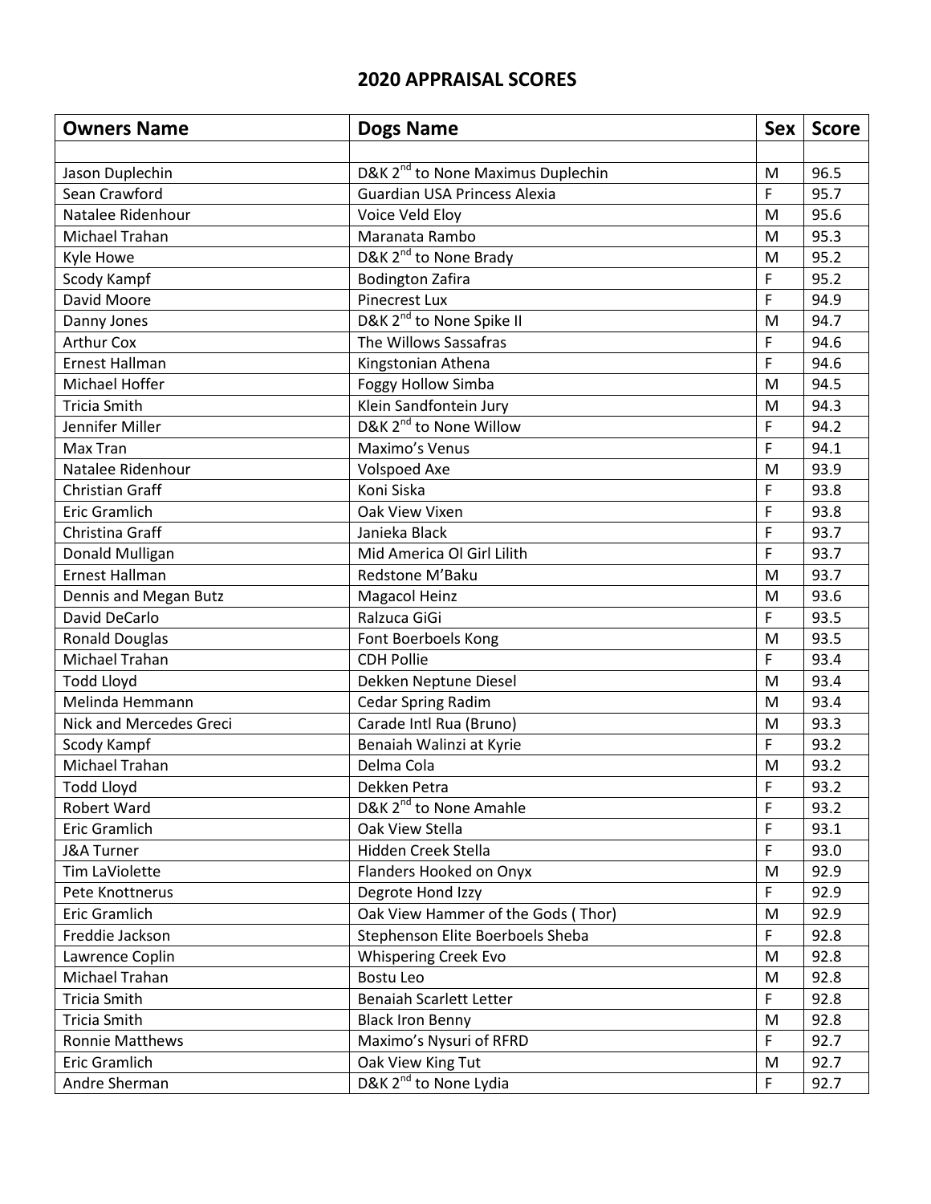## 2020 APPRAISAL SCORES

| Owners Name | Dogs Name | Sex | Score |
|---|---|---|---|
| | | | |
| Jason Duplechin | D&K 2nd to None Maximus Duplechin | M | 96.5 |
| Sean Crawford | Guardian USA Princess Alexia | F | 95.7 |
| Natalee Ridenhour | Voice Veld Eloy | M | 95.6 |
| Michael Trahan | Maranata Rambo | M | 95.3 |
| Kyle Howe | D&K 2nd to None Brady | M | 95.2 |
| Scody Kampf | Bodington Zafira | F | 95.2 |
| David Moore | Pinecrest Lux | F | 94.9 |
| Danny Jones | D&K 2nd to None Spike II | M | 94.7 |
| Arthur Cox | The Willows Sassafras | F | 94.6 |
| Ernest Hallman | Kingstonian Athena | F | 94.6 |
| Michael Hoffer | Foggy Hollow Simba | M | 94.5 |
| Tricia Smith | Klein Sandfontein Jury | M | 94.3 |
| Jennifer Miller | D&K 2nd to None Willow | F | 94.2 |
| Max Tran | Maximo's Venus | F | 94.1 |
| Natalee Ridenhour | Volspoed Axe | M | 93.9 |
| Christian Graff | Koni Siska | F | 93.8 |
| Eric Gramlich | Oak View Vixen | F | 93.8 |
| Christina Graff | Janieka Black | F | 93.7 |
| Donald Mulligan | Mid America Ol Girl Lilith | F | 93.7 |
| Ernest Hallman | Redstone M'Baku | M | 93.7 |
| Dennis and Megan Butz | Magacol Heinz | M | 93.6 |
| David DeCarlo | Ralzuca GiGi | F | 93.5 |
| Ronald Douglas | Font Boerboels Kong | M | 93.5 |
| Michael Trahan | CDH Pollie | F | 93.4 |
| Todd Lloyd | Dekken Neptune Diesel | M | 93.4 |
| Melinda Hemmann | Cedar Spring Radim | M | 93.4 |
| Nick and Mercedes Greci | Carade Intl Rua (Bruno) | M | 93.3 |
| Scody Kampf | Benaiah Walinzi at Kyrie | F | 93.2 |
| Michael Trahan | Delma Cola | M | 93.2 |
| Todd Lloyd | Dekken Petra | F | 93.2 |
| Robert Ward | D&K 2nd to None Amahle | F | 93.2 |
| Eric Gramlich | Oak View Stella | F | 93.1 |
| J&A Turner | Hidden Creek Stella | F | 93.0 |
| Tim LaViolette | Flanders Hooked on Onyx | M | 92.9 |
| Pete Knottnerus | Degrote Hond Izzy | F | 92.9 |
| Eric Gramlich | Oak View Hammer of the Gods ( Thor) | M | 92.9 |
| Freddie Jackson | Stephenson Elite Boerboels Sheba | F | 92.8 |
| Lawrence Coplin | Whispering Creek Evo | M | 92.8 |
| Michael Trahan | Bostu Leo | M | 92.8 |
| Tricia Smith | Benaiah Scarlett Letter | F | 92.8 |
| Tricia Smith | Black Iron Benny | M | 92.8 |
| Ronnie Matthews | Maximo's Nysuri of RFRD | F | 92.7 |
| Eric Gramlich | Oak View King Tut | M | 92.7 |
| Andre Sherman | D&K 2nd to None Lydia | F | 92.7 |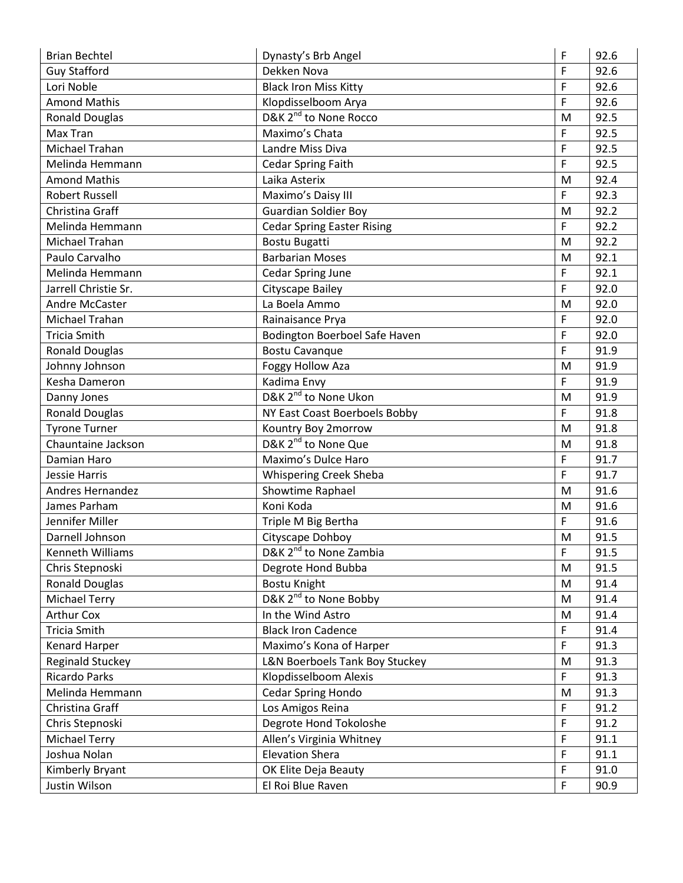| | | | |
|---|---|---|---|
| Brian Bechtel | Dynasty's Brb Angel | F | 92.6 |
| Guy Stafford | Dekken Nova | F | 92.6 |
| Lori Noble | Black Iron Miss Kitty | F | 92.6 |
| Amond Mathis | Klopdisselboom Arya | F | 92.6 |
| Ronald Douglas | D&K 2nd to None Rocco | M | 92.5 |
| Max Tran | Maximo's Chata | F | 92.5 |
| Michael Trahan | Landre Miss Diva | F | 92.5 |
| Melinda Hemmann | Cedar Spring Faith | F | 92.5 |
| Amond Mathis | Laika Asterix | M | 92.4 |
| Robert Russell | Maximo's Daisy III | F | 92.3 |
| Christina Graff | Guardian Soldier Boy | M | 92.2 |
| Melinda Hemmann | Cedar Spring Easter Rising | F | 92.2 |
| Michael Trahan | Bostu Bugatti | M | 92.2 |
| Paulo Carvalho | Barbarian Moses | M | 92.1 |
| Melinda Hemmann | Cedar Spring June | F | 92.1 |
| Jarrell Christie Sr. | Cityscape Bailey | F | 92.0 |
| Andre McCaster | La Boela Ammo | M | 92.0 |
| Michael Trahan | Rainaisance Prya | F | 92.0 |
| Tricia Smith | Bodington Boerboel Safe Haven | F | 92.0 |
| Ronald Douglas | Bostu Cavanque | F | 91.9 |
| Johnny Johnson | Foggy Hollow Aza | M | 91.9 |
| Kesha Dameron | Kadima Envy | F | 91.9 |
| Danny Jones | D&K 2nd to None Ukon | M | 91.9 |
| Ronald Douglas | NY East Coast Boerboels Bobby | F | 91.8 |
| Tyrone Turner | Kountry Boy 2morrow | M | 91.8 |
| Chauntaine Jackson | D&K 2nd to None Que | M | 91.8 |
| Damian Haro | Maximo's Dulce Haro | F | 91.7 |
| Jessie Harris | Whispering Creek Sheba | F | 91.7 |
| Andres Hernandez | Showtime Raphael | M | 91.6 |
| James Parham | Koni Koda | M | 91.6 |
| Jennifer Miller | Triple M Big Bertha | F | 91.6 |
| Darnell Johnson | Cityscape Dohboy | M | 91.5 |
| Kenneth Williams | D&K 2nd to None Zambia | F | 91.5 |
| Chris Stepnoski | Degrote Hond Bubba | M | 91.5 |
| Ronald Douglas | Bostu Knight | M | 91.4 |
| Michael Terry | D&K 2nd to None Bobby | M | 91.4 |
| Arthur Cox | In the Wind Astro | M | 91.4 |
| Tricia Smith | Black Iron Cadence | F | 91.4 |
| Kenard Harper | Maximo's Kona of Harper | F | 91.3 |
| Reginald Stuckey | L&N Boerboels Tank Boy Stuckey | M | 91.3 |
| Ricardo Parks | Klopdisselboom Alexis | F | 91.3 |
| Melinda Hemmann | Cedar Spring Hondo | M | 91.3 |
| Christina Graff | Los Amigos Reina | F | 91.2 |
| Chris Stepnoski | Degrote Hond Tokoloshe | F | 91.2 |
| Michael Terry | Allen's Virginia Whitney | F | 91.1 |
| Joshua Nolan | Elevation Shera | F | 91.1 |
| Kimberly Bryant | OK Elite Deja Beauty | F | 91.0 |
| Justin Wilson | El Roi Blue Raven | F | 90.9 |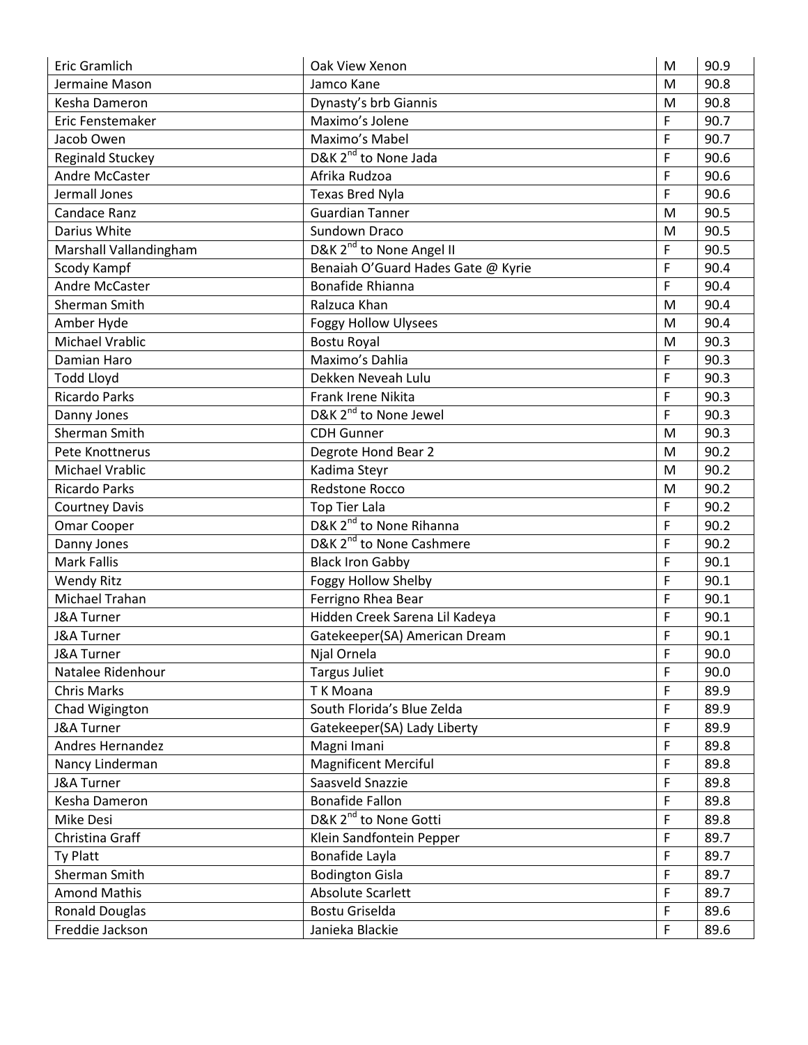| | | | |
|---|---|---|---|
| Eric Gramlich | Oak View Xenon | M | 90.9 |
| Jermaine Mason | Jamco Kane | M | 90.8 |
| Kesha Dameron | Dynasty's brb Giannis | M | 90.8 |
| Eric Fenstemaker | Maximo's Jolene | F | 90.7 |
| Jacob Owen | Maximo's Mabel | F | 90.7 |
| Reginald Stuckey | D&K 2nd to None Jada | F | 90.6 |
| Andre McCaster | Afrika Rudzoa | F | 90.6 |
| Jermall Jones | Texas Bred Nyla | F | 90.6 |
| Candace Ranz | Guardian Tanner | M | 90.5 |
| Darius White | Sundown Draco | M | 90.5 |
| Marshall Vallandingham | D&K 2nd to None Angel II | F | 90.5 |
| Scody Kampf | Benaiah O'Guard Hades Gate @ Kyrie | F | 90.4 |
| Andre McCaster | Bonafide Rhianna | F | 90.4 |
| Sherman Smith | Ralzuca Khan | M | 90.4 |
| Amber Hyde | Foggy Hollow Ulysees | M | 90.4 |
| Michael Vrablic | Bostu Royal | M | 90.3 |
| Damian Haro | Maximo's Dahlia | F | 90.3 |
| Todd Lloyd | Dekken Neveah Lulu | F | 90.3 |
| Ricardo Parks | Frank Irene Nikita | F | 90.3 |
| Danny Jones | D&K 2nd to None Jewel | F | 90.3 |
| Sherman Smith | CDH Gunner | M | 90.3 |
| Pete Knottnerus | Degrote Hond Bear 2 | M | 90.2 |
| Michael Vrablic | Kadima Steyr | M | 90.2 |
| Ricardo Parks | Redstone Rocco | M | 90.2 |
| Courtney Davis | Top Tier Lala | F | 90.2 |
| Omar Cooper | D&K 2nd to None Rihanna | F | 90.2 |
| Danny Jones | D&K 2nd to None Cashmere | F | 90.2 |
| Mark Fallis | Black Iron Gabby | F | 90.1 |
| Wendy Ritz | Foggy Hollow Shelby | F | 90.1 |
| Michael Trahan | Ferrigno Rhea Bear | F | 90.1 |
| J&A Turner | Hidden Creek Sarena Lil Kadeya | F | 90.1 |
| J&A Turner | Gatekeeper(SA) American Dream | F | 90.1 |
| J&A Turner | Njal Ornela | F | 90.0 |
| Natalee Ridenhour | Targus Juliet | F | 90.0 |
| Chris Marks | T K Moana | F | 89.9 |
| Chad Wigington | South Florida's Blue Zelda | F | 89.9 |
| J&A Turner | Gatekeeper(SA) Lady Liberty | F | 89.9 |
| Andres Hernandez | Magni Imani | F | 89.8 |
| Nancy Linderman | Magnificent Merciful | F | 89.8 |
| J&A Turner | Saasveld Snazzie | F | 89.8 |
| Kesha Dameron | Bonafide Fallon | F | 89.8 |
| Mike Desi | D&K 2nd to None Gotti | F | 89.8 |
| Christina Graff | Klein Sandfontein Pepper | F | 89.7 |
| Ty Platt | Bonafide Layla | F | 89.7 |
| Sherman Smith | Bodington Gisla | F | 89.7 |
| Amond Mathis | Absolute Scarlett | F | 89.7 |
| Ronald Douglas | Bostu Griselda | F | 89.6 |
| Freddie Jackson | Janieka Blackie | F | 89.6 |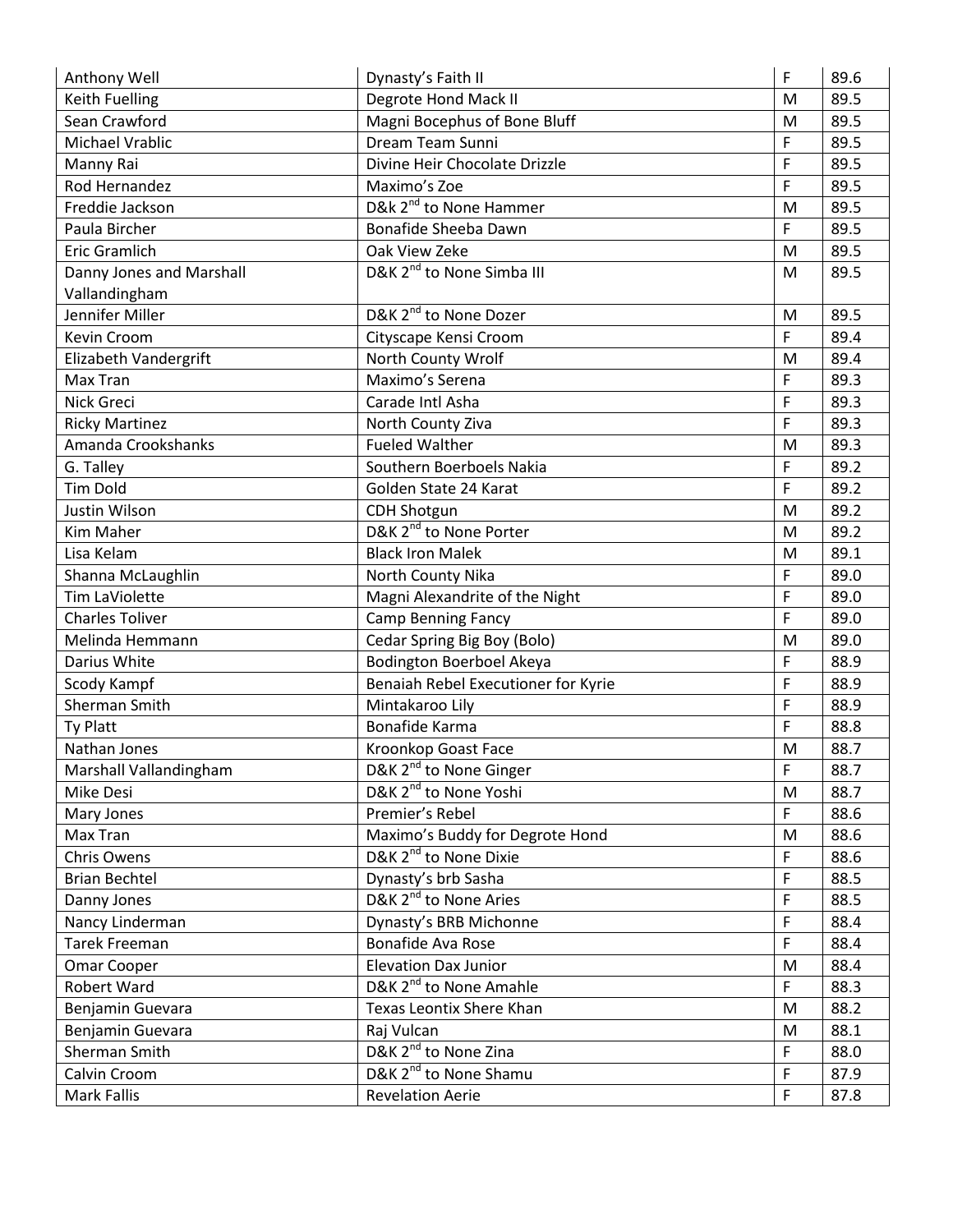| Anthony Well | Dynasty's Faith II | F | 89.6 |
|---|---|---|---|
| Keith Fuelling | Degrote Hond Mack II | M | 89.5 |
| Sean Crawford | Magni Bocephus of Bone Bluff | M | 89.5 |
| Michael Vrablic | Dream Team Sunni | F | 89.5 |
| Manny Rai | Divine Heir Chocolate Drizzle | F | 89.5 |
| Rod Hernandez | Maximo's Zoe | F | 89.5 |
| Freddie Jackson | D&k 2nd to None Hammer | M | 89.5 |
| Paula Bircher | Bonafide Sheeba Dawn | F | 89.5 |
| Eric Gramlich | Oak View Zeke | M | 89.5 |
| Danny Jones and Marshall Vallandingham | D&K 2nd to None Simba III | M | 89.5 |
| Jennifer Miller | D&K 2nd to None Dozer | M | 89.5 |
| Kevin Croom | Cityscape Kensi Croom | F | 89.4 |
| Elizabeth Vandergrift | North County Wrolf | M | 89.4 |
| Max Tran | Maximo's Serena | F | 89.3 |
| Nick Greci | Carade Intl Asha | F | 89.3 |
| Ricky Martinez | North County Ziva | F | 89.3 |
| Amanda Crookshanks | Fueled Walther | M | 89.3 |
| G. Talley | Southern Boerboels Nakia | F | 89.2 |
| Tim Dold | Golden State 24 Karat | F | 89.2 |
| Justin Wilson | CDH Shotgun | M | 89.2 |
| Kim Maher | D&K 2nd to None Porter | M | 89.2 |
| Lisa Kelam | Black Iron Malek | M | 89.1 |
| Shanna McLaughlin | North County Nika | F | 89.0 |
| Tim LaViolette | Magni Alexandrite of the Night | F | 89.0 |
| Charles Toliver | Camp Benning Fancy | F | 89.0 |
| Melinda Hemmann | Cedar Spring Big Boy (Bolo) | M | 89.0 |
| Darius White | Bodington Boerboel Akeya | F | 88.9 |
| Scody Kampf | Benaiah Rebel Executioner for Kyrie | F | 88.9 |
| Sherman Smith | Mintakaroo Lily | F | 88.9 |
| Ty Platt | Bonafide Karma | F | 88.8 |
| Nathan Jones | Kroonkop Goast Face | M | 88.7 |
| Marshall Vallandingham | D&K 2nd to None Ginger | F | 88.7 |
| Mike Desi | D&K 2nd to None Yoshi | M | 88.7 |
| Mary Jones | Premier's Rebel | F | 88.6 |
| Max Tran | Maximo's Buddy for Degrote Hond | M | 88.6 |
| Chris Owens | D&K 2nd to None Dixie | F | 88.6 |
| Brian Bechtel | Dynasty's brb Sasha | F | 88.5 |
| Danny Jones | D&K 2nd to None Aries | F | 88.5 |
| Nancy Linderman | Dynasty's BRB Michonne | F | 88.4 |
| Tarek Freeman | Bonafide Ava Rose | F | 88.4 |
| Omar Cooper | Elevation Dax Junior | M | 88.4 |
| Robert Ward | D&K 2nd to None Amahle | F | 88.3 |
| Benjamin Guevara | Texas Leontix Shere Khan | M | 88.2 |
| Benjamin Guevara | Raj Vulcan | M | 88.1 |
| Sherman Smith | D&K 2nd to None Zina | F | 88.0 |
| Calvin Croom | D&K 2nd to None Shamu | F | 87.9 |
| Mark Fallis | Revelation Aerie | F | 87.8 |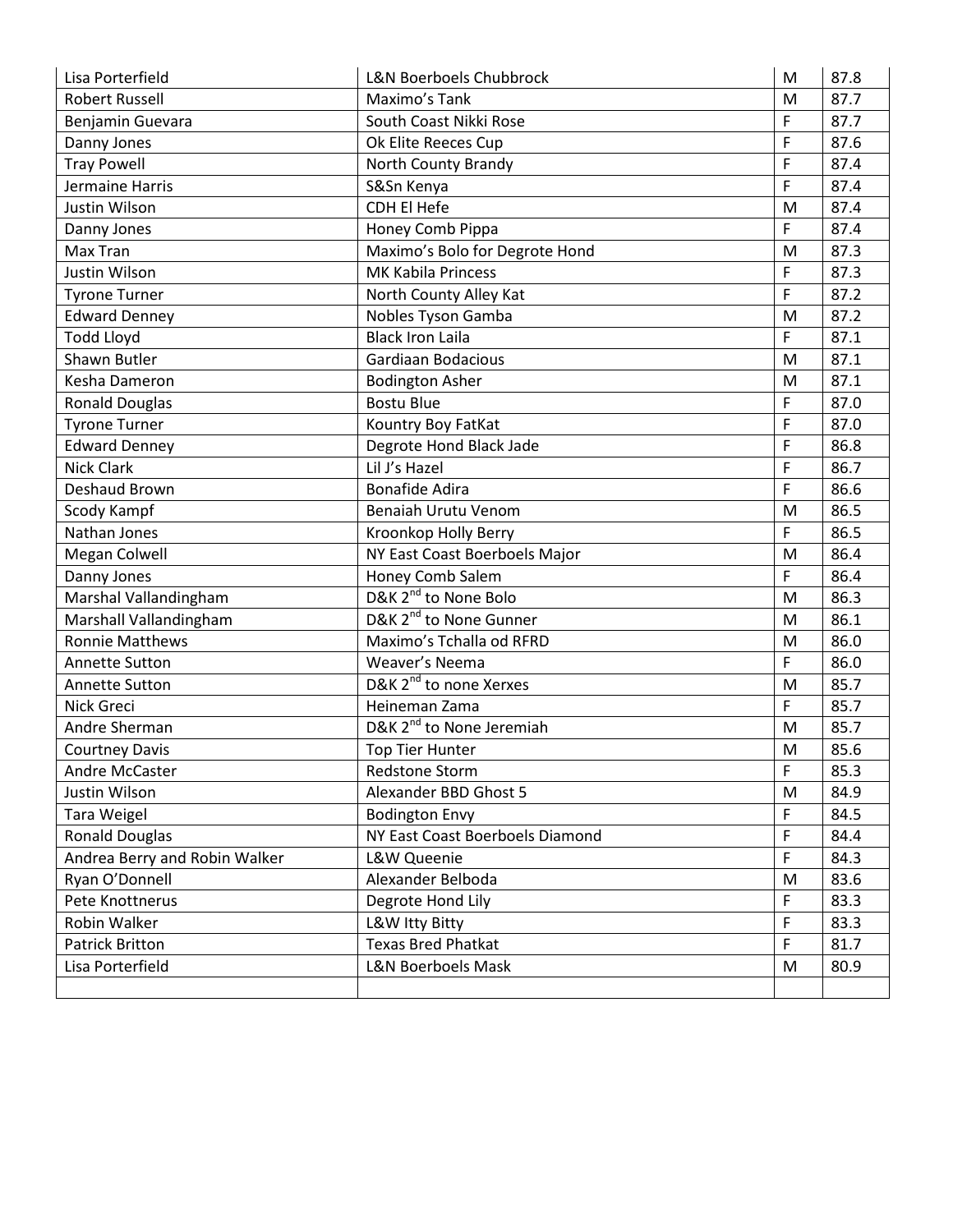| | | | |
|---|---|---|---|
| Lisa Porterfield | L&N Boerboels Chubbrock | M | 87.8 |
| Robert Russell | Maximo's Tank | M | 87.7 |
| Benjamin Guevara | South Coast Nikki Rose | F | 87.7 |
| Danny Jones | Ok Elite Reeces Cup | F | 87.6 |
| Tray Powell | North County Brandy | F | 87.4 |
| Jermaine Harris | S&Sn Kenya | F | 87.4 |
| Justin Wilson | CDH El Hefe | M | 87.4 |
| Danny Jones | Honey Comb Pippa | F | 87.4 |
| Max Tran | Maximo's Bolo for Degrote Hond | M | 87.3 |
| Justin Wilson | MK Kabila Princess | F | 87.3 |
| Tyrone Turner | North County Alley Kat | F | 87.2 |
| Edward Denney | Nobles Tyson Gamba | M | 87.2 |
| Todd Lloyd | Black Iron Laila | F | 87.1 |
| Shawn Butler | Gardiaan Bodacious | M | 87.1 |
| Kesha Dameron | Bodington Asher | M | 87.1 |
| Ronald Douglas | Bostu Blue | F | 87.0 |
| Tyrone Turner | Kountry Boy FatKat | F | 87.0 |
| Edward Denney | Degrote Hond Black Jade | F | 86.8 |
| Nick Clark | Lil J's Hazel | F | 86.7 |
| Deshaud Brown | Bonafide Adira | F | 86.6 |
| Scody Kampf | Benaiah Urutu Venom | M | 86.5 |
| Nathan Jones | Kroonkop Holly Berry | F | 86.5 |
| Megan Colwell | NY East Coast Boerboels Major | M | 86.4 |
| Danny Jones | Honey Comb Salem | F | 86.4 |
| Marshal Vallandingham | D&K 2nd to None Bolo | M | 86.3 |
| Marshall Vallandingham | D&K 2nd to None Gunner | M | 86.1 |
| Ronnie Matthews | Maximo's Tchalla od RFRD | M | 86.0 |
| Annette Sutton | Weaver's Neema | F | 86.0 |
| Annette Sutton | D&K 2nd to none Xerxes | M | 85.7 |
| Nick Greci | Heineman Zama | F | 85.7 |
| Andre Sherman | D&K 2nd to None Jeremiah | M | 85.7 |
| Courtney Davis | Top Tier Hunter | M | 85.6 |
| Andre McCaster | Redstone Storm | F | 85.3 |
| Justin Wilson | Alexander BBD Ghost 5 | M | 84.9 |
| Tara Weigel | Bodington Envy | F | 84.5 |
| Ronald Douglas | NY East Coast Boerboels Diamond | F | 84.4 |
| Andrea Berry and Robin Walker | L&W Queenie | F | 84.3 |
| Ryan O'Donnell | Alexander Belboda | M | 83.6 |
| Pete Knottnerus | Degrote Hond Lily | F | 83.3 |
| Robin Walker | L&W Itty Bitty | F | 83.3 |
| Patrick Britton | Texas Bred Phatkat | F | 81.7 |
| Lisa Porterfield | L&N Boerboels Mask | M | 80.9 |
| | | | |